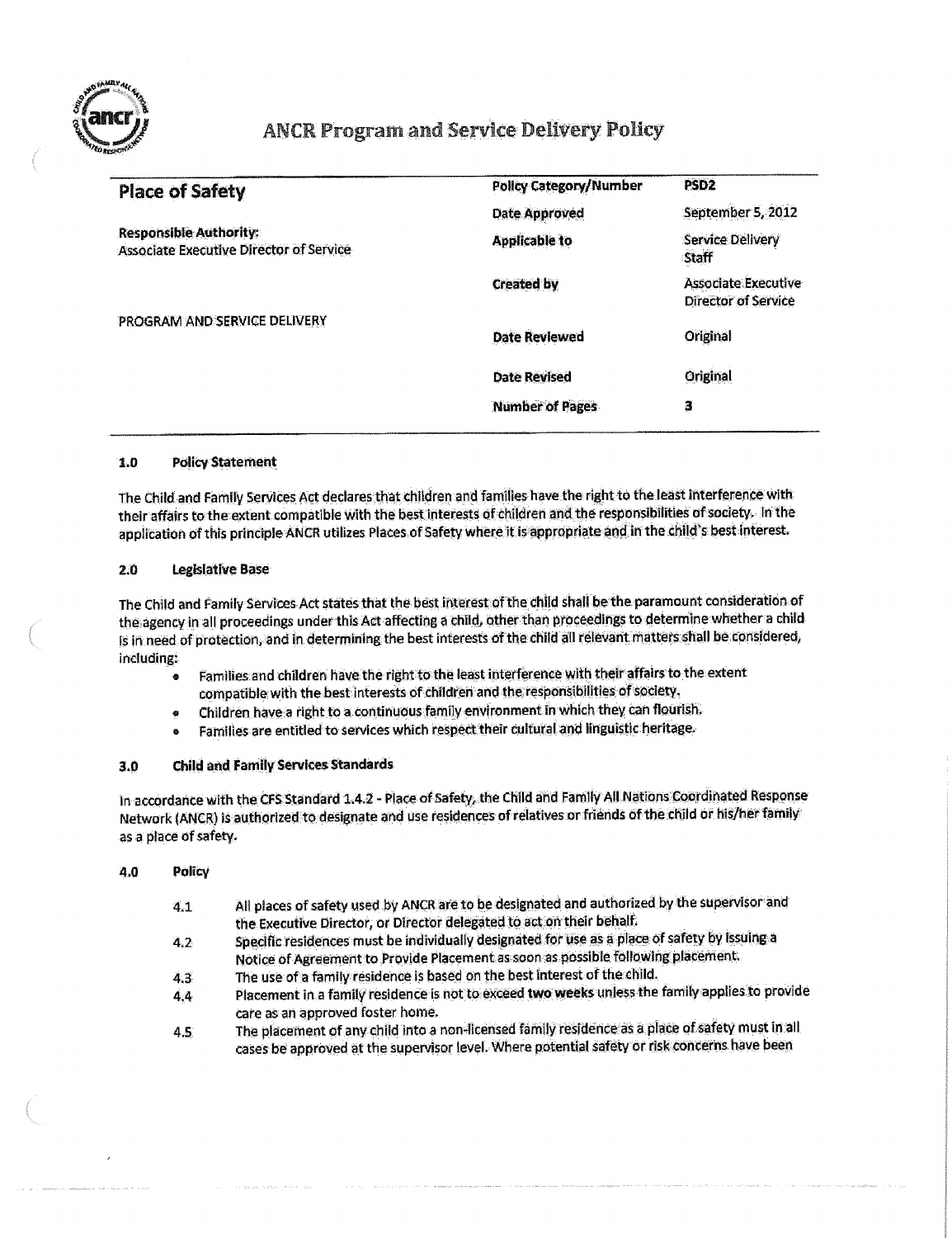# ANCR Program and Service Delivery Policy

| **Place of Safety** | **Policy Category/Number** | **PSD2** |
|---|---|---|
| | **Date Approved** | September 5, 2012 |
| **Responsible Authority:** Associate Executive Director of Service | **Applicable to** | Service Delivery Staff |
| | **Created by** | Associate Executive Director of Service |
| PROGRAM AND SERVICE DELIVERY | **Date Reviewed** | Original |
| | **Date Revised** | Original |
| | **Number of Pages** | 3 |

## 1.0 Policy Statement

The Child and Family Services Act declares that children and families have the right to the least interference with their affairs to the extent compatible with the best interests of children and the responsibilities of society. In the application of this principle ANCR utilizes Places of Safety where it is appropriate and in the child's best interest.

## 2.0 Legislative Base

The Child and Family Services Act states that the best interest of the child shall be the paramount consideration of the agency in all proceedings under this Act affecting a child, other than proceedings to determine whether a child is in need of protection, and in determining the best interests of the child all relevant matters shall be considered, including:

- Families and children have the right to the least interference with their affairs to the extent compatible with the best interests of children and the responsibilities of society.
- Children have a right to a continuous family environment in which they can flourish.
- Families are entitled to services which respect their cultural and linguistic heritage.

## 3.0 Child and Family Services Standards

In accordance with the CFS Standard 1.4.2 - Place of Safety, the Child and Family All Nations Coordinated Response Network (ANCR) is authorized to designate and use residences of relatives or friends of the child or his/her family as a place of safety.

## 4.0 Policy

4.1 All places of safety used by ANCR are to be designated and authorized by the supervisor and the Executive Director, or Director delegated to act on their behalf.

4.2 Specific residences must be individually designated for use as a place of safety by issuing a Notice of Agreement to Provide Placement as soon as possible following placement.

4.3 The use of a family residence is based on the best interest of the child.

4.4 Placement in a family residence is not to exceed **two weeks** unless the family applies to provide care as an approved foster home.

4.5 The placement of any child into a non-licensed family residence as a place of safety must in all cases be approved at the supervisor level. Where potential safety or risk concerns have been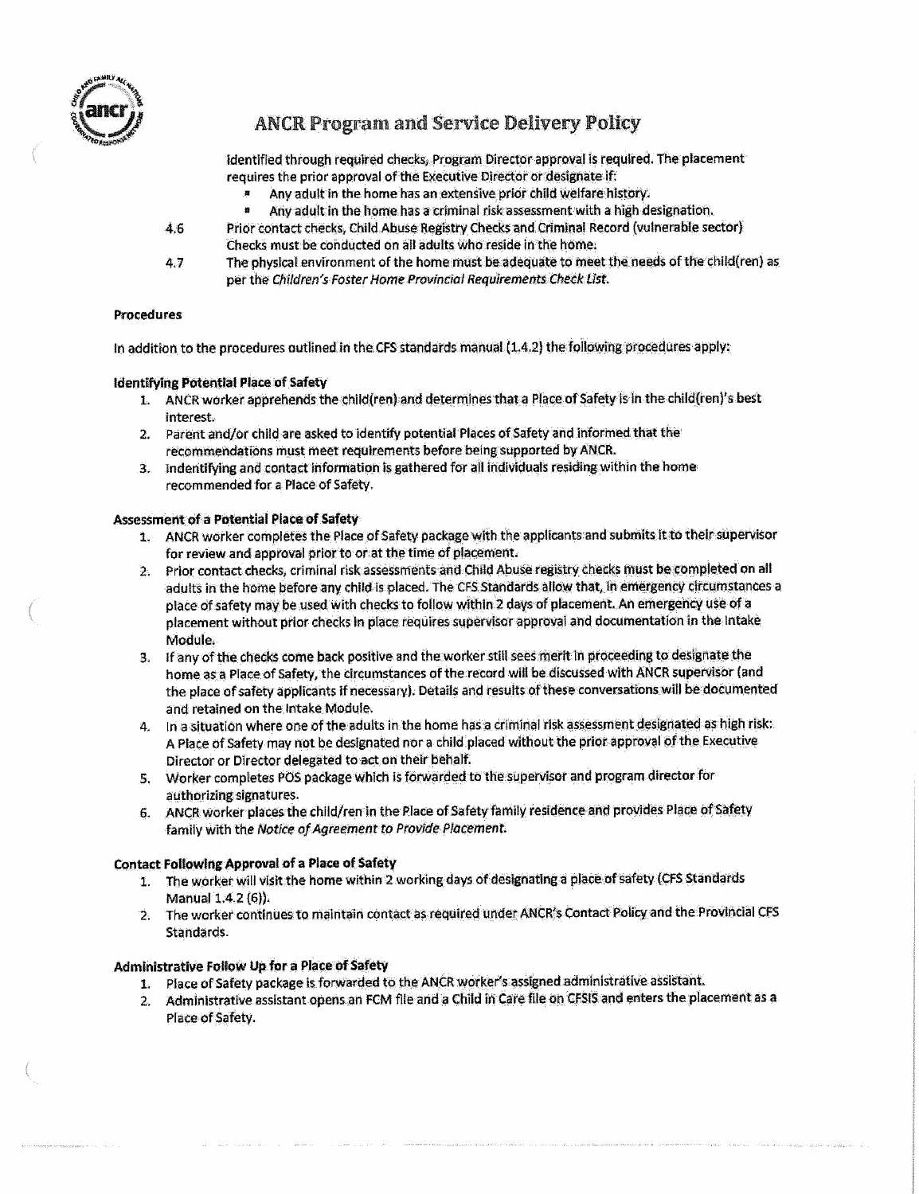identified through required checks, Program Director approval is required. The placement requires the prior approval of the Executive Director or designate if:

- Any adult in the home has an extensive prior child welfare history.
- Any adult in the home has a criminal risk assessment with a high designation.

4.6 Prior contact checks, Child Abuse Registry Checks and Criminal Record (vulnerable sector) Checks must be conducted on all adults who reside in the home.

4.7 The physical environment of the home must be adequate to meet the needs of the child(ren) as per the *Children's Foster Home Provincial Requirements Check List*.

**Procedures**

In addition to the procedures outlined in the CFS standards manual (1.4.2) the following procedures apply:

**Identifying Potential Place of Safety**

1. ANCR worker apprehends the child(ren) and determines that a Place of Safety is in the child(ren)'s best interest.
2. Parent and/or child are asked to identify potential Places of Safety and informed that the recommendations must meet requirements before being supported by ANCR.
3. Indentifying and contact information is gathered for all individuals residing within the home recommended for a Place of Safety.

**Assessment of a Potential Place of Safety**

1. ANCR worker completes the Place of Safety package with the applicants and submits it to their supervisor for review and approval prior to or at the time of placement.
2. Prior contact checks, criminal risk assessments and Child Abuse registry checks must be completed on all adults in the home before any child is placed. The CFS Standards allow that, in emergency circumstances a place of safety may be used with checks to follow within 2 days of placement. An emergency use of a placement without prior checks in place requires supervisor approval and documentation in the Intake Module.
3. If any of the checks come back positive and the worker still sees merit in proceeding to designate the home as a Place of Safety, the circumstances of the record will be discussed with ANCR supervisor (and the place of safety applicants if necessary). Details and results of these conversations will be documented and retained on the Intake Module.
4. In a situation where one of the adults in the home has a criminal risk assessment designated as high risk: A Place of Safety may not be designated nor a child placed without the prior approval of the Executive Director or Director delegated to act on their behalf.
5. Worker completes POS package which is forwarded to the supervisor and program director for authorizing signatures.
6. ANCR worker places the child/ren in the Place of Safety family residence and provides Place of Safety family with the *Notice of Agreement to Provide Placement.*

**Contact Following Approval of a Place of Safety**

1. The worker will visit the home within 2 working days of designating a place of safety (CFS Standards Manual 1.4.2 (6)).
2. The worker continues to maintain contact as required under ANCR's Contact Policy and the Provincial CFS Standards.

**Administrative Follow Up for a Place of Safety**

1. Place of Safety package is forwarded to the ANCR worker's assigned administrative assistant.
2. Administrative assistant opens an FCM file and a Child in Care file on CFSIS and enters the placement as a Place of Safety.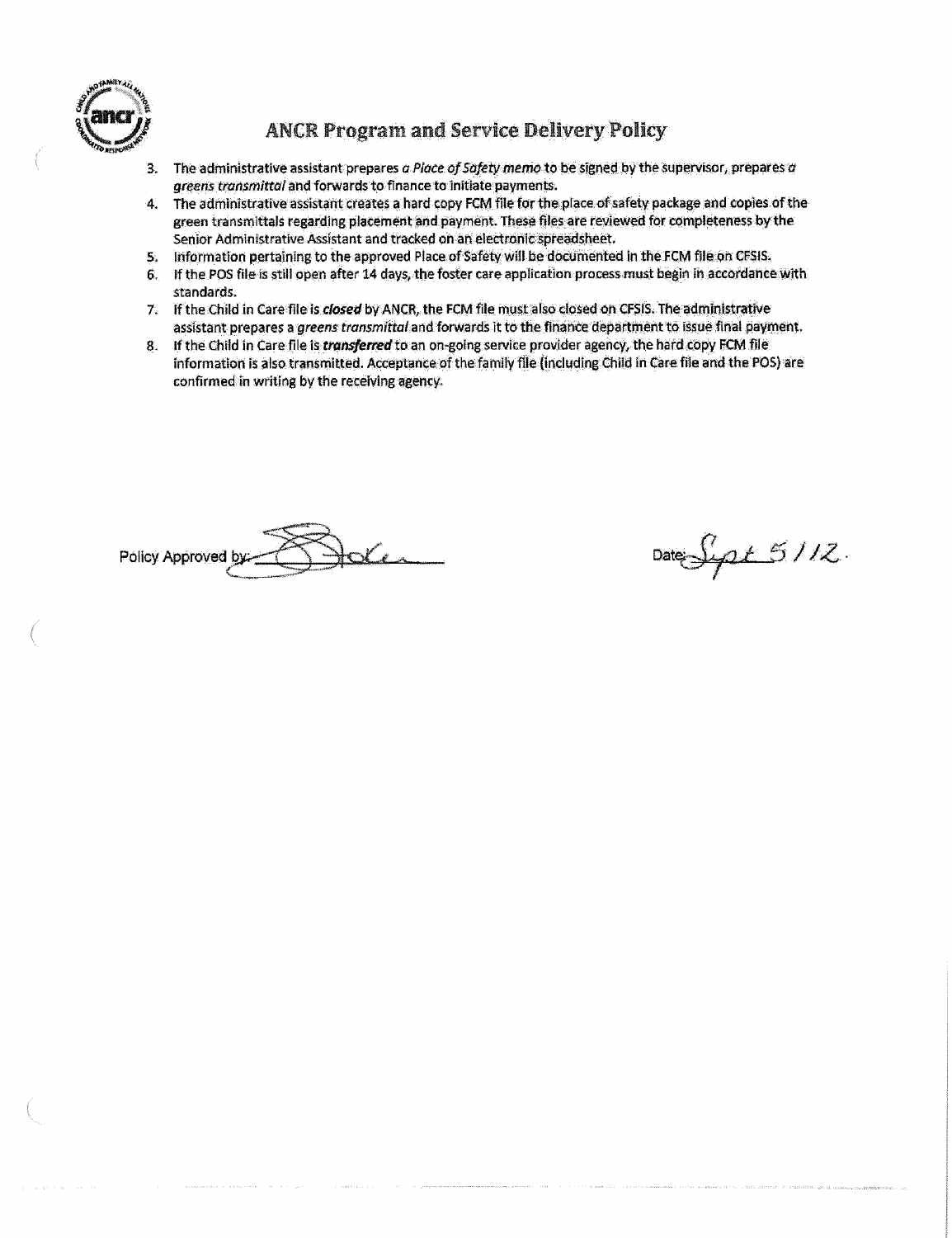## ANCR Program and Service Delivery Policy

3. The administrative assistant prepares *a Place of Safety memo* to be signed by the supervisor, prepares *a greens transmittal* and forwards to finance to initiate payments.
4. The administrative assistant creates a hard copy FCM file for the place of safety package and copies of the green transmittals regarding placement and payment. These files are reviewed for completeness by the Senior Administrative Assistant and tracked on an electronic spreadsheet.
5. Information pertaining to the approved Place of Safety will be documented in the FCM file on CFSIS.
6. If the POS file is still open after 14 days, the foster care application process must begin in accordance with standards.
7. If the Child in Care file is ***closed*** by ANCR, the FCM file must also closed on CFSIS. The administrative assistant prepares a *greens transmittal* and forwards it to the finance department to issue final payment.
8. If the Child in Care file is ***transferred*** to an on-going service provider agency, the hard copy FCM file information is also transmitted. Acceptance of the family file (including Child in Care file and the POS) are confirmed in writing by the receiving agency.

Policy Approved by: [signature]

Date: Sept 5/12.